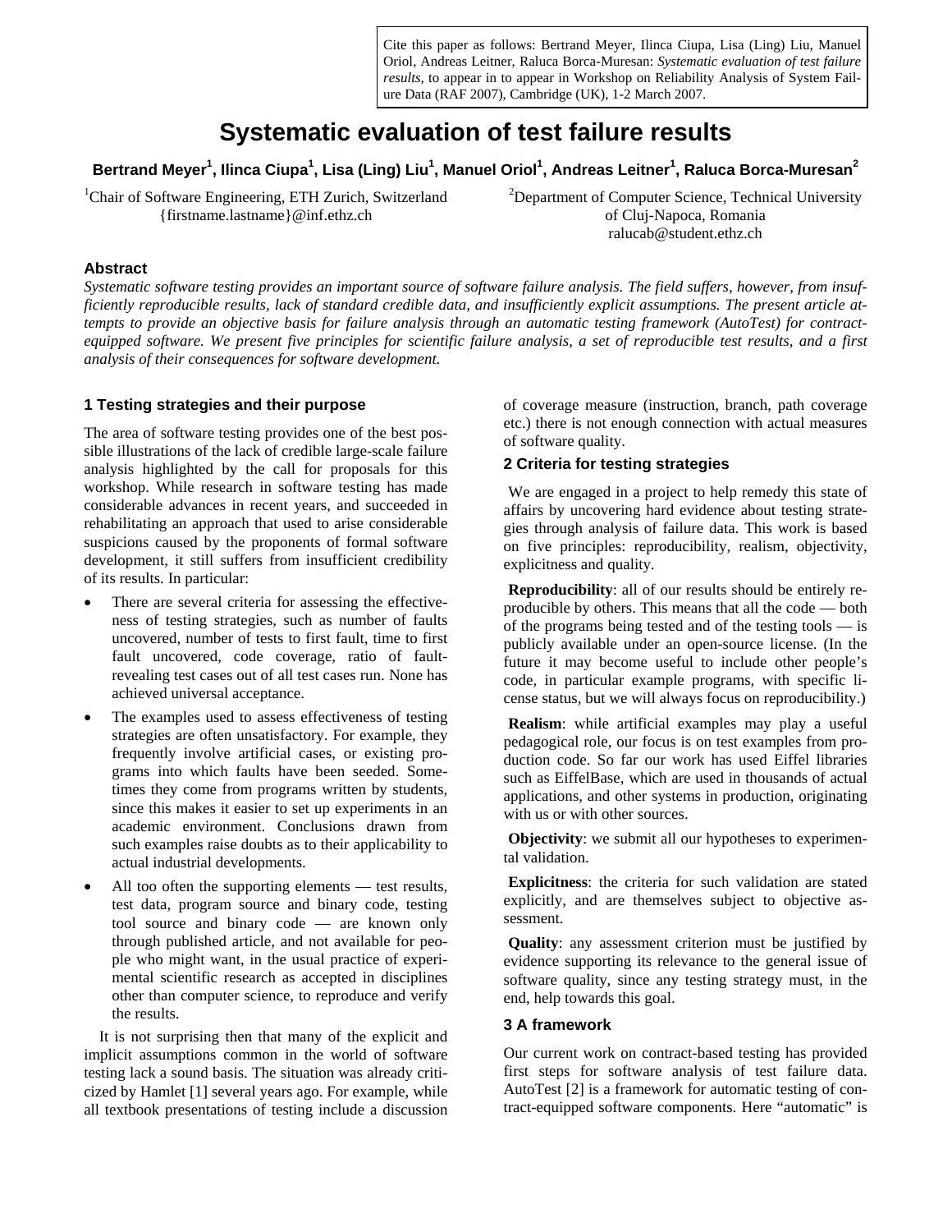Cite this paper as follows: Bertrand Meyer, Ilinca Ciupa, Lisa (Ling) Liu, Manuel Oriol, Andreas Leitner, Raluca Borca-Muresan: *Systematic evaluation of test failure results*, to appear in to appear in Workshop on Reliability Analysis of System Failure Data (RAF 2007), Cambridge (UK), 1-2 March 2007.

# Systematic evaluation of test failure results

**Bertrand Meyer[1], Ilinca Ciupa[1], Lisa (Ling) Liu[1], Manuel Oriol[1], Andreas Leitner[1], Raluca Borca-Muresan[2]**

[1]Chair of Software Engineering, ETH Zurich, Switzerland
{firstname.lastname}@inf.ethz.ch

[2]Department of Computer Science, Technical University of Cluj-Napoca, Romania
ralucab@student.ethz.ch

### Abstract

*Systematic software testing provides an important source of software failure analysis. The field suffers, however, from insufficiently reproducible results, lack of standard credible data, and insufficiently explicit assumptions. The present article attempts to provide an objective basis for failure analysis through an automatic testing framework (AutoTest) for contract-equipped software. We present five principles for scientific failure analysis, a set of reproducible test results, and a first analysis of their consequences for software development.*

## 1 Testing strategies and their purpose

The area of software testing provides one of the best possible illustrations of the lack of credible large-scale failure analysis highlighted by the call for proposals for this workshop. While research in software testing has made considerable advances in recent years, and succeeded in rehabilitating an approach that used to arise considerable suspicions caused by the proponents of formal software development, it still suffers from insufficient credibility of its results. In particular:

- There are several criteria for assessing the effectiveness of testing strategies, such as number of faults uncovered, number of tests to first fault, time to first fault uncovered, code coverage, ratio of fault-revealing test cases out of all test cases run. None has achieved universal acceptance.
- The examples used to assess effectiveness of testing strategies are often unsatisfactory. For example, they frequently involve artificial cases, or existing programs into which faults have been seeded. Sometimes they come from programs written by students, since this makes it easier to set up experiments in an academic environment. Conclusions drawn from such examples raise doubts as to their applicability to actual industrial developments.
- All too often the supporting elements — test results, test data, program source and binary code, testing tool source and binary code — are known only through published article, and not available for people who might want, in the usual practice of experimental scientific research as accepted in disciplines other than computer science, to reproduce and verify the results.

It is not surprising then that many of the explicit and implicit assumptions common in the world of software testing lack a sound basis. The situation was already criticized by Hamlet [1] several years ago. For example, while all textbook presentations of testing include a discussion of coverage measure (instruction, branch, path coverage etc.) there is not enough connection with actual measures of software quality.

## 2 Criteria for testing strategies

We are engaged in a project to help remedy this state of affairs by uncovering hard evidence about testing strategies through analysis of failure data. This work is based on five principles: reproducibility, realism, objectivity, explicitness and quality.

**Reproducibility**: all of our results should be entirely reproducible by others. This means that all the code — both of the programs being tested and of the testing tools — is publicly available under an open-source license. (In the future it may become useful to include other people's code, in particular example programs, with specific license status, but we will always focus on reproducibility.)

**Realism**: while artificial examples may play a useful pedagogical role, our focus is on test examples from production code. So far our work has used Eiffel libraries such as EiffelBase, which are used in thousands of actual applications, and other systems in production, originating with us or with other sources.

**Objectivity**: we submit all our hypotheses to experimental validation.

**Explicitness**: the criteria for such validation are stated explicitly, and are themselves subject to objective assessment.

**Quality**: any assessment criterion must be justified by evidence supporting its relevance to the general issue of software quality, since any testing strategy must, in the end, help towards this goal.

## 3 A framework

Our current work on contract-based testing has provided first steps for software analysis of test failure data. AutoTest [2] is a framework for automatic testing of contract-equipped software components. Here "automatic" is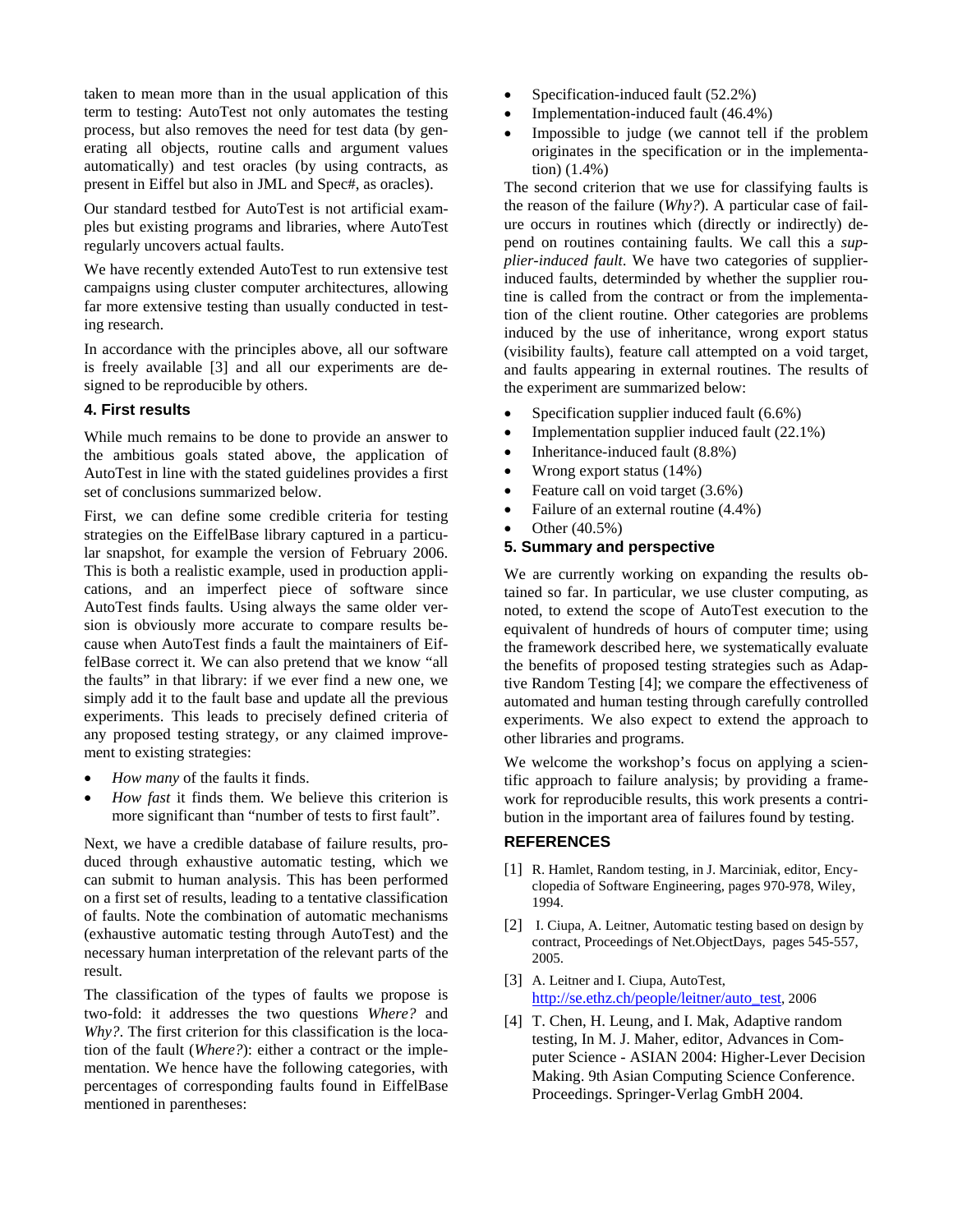taken to mean more than in the usual application of this term to testing: AutoTest not only automates the testing process, but also removes the need for test data (by generating all objects, routine calls and argument values automatically) and test oracles (by using contracts, as present in Eiffel but also in JML and Spec#, as oracles).

Our standard testbed for AutoTest is not artificial examples but existing programs and libraries, where AutoTest regularly uncovers actual faults.

We have recently extended AutoTest to run extensive test campaigns using cluster computer architectures, allowing far more extensive testing than usually conducted in testing research.

In accordance with the principles above, all our software is freely available [3] and all our experiments are designed to be reproducible by others.

## 4. First results

While much remains to be done to provide an answer to the ambitious goals stated above, the application of AutoTest in line with the stated guidelines provides a first set of conclusions summarized below.

First, we can define some credible criteria for testing strategies on the EiffelBase library captured in a particular snapshot, for example the version of February 2006. This is both a realistic example, used in production applications, and an imperfect piece of software since AutoTest finds faults. Using always the same older version is obviously more accurate to compare results because when AutoTest finds a fault the maintainers of EiffelBase correct it. We can also pretend that we know "all the faults" in that library: if we ever find a new one, we simply add it to the fault base and update all the previous experiments. This leads to precisely defined criteria of any proposed testing strategy, or any claimed improvement to existing strategies:

- *How many* of the faults it finds.
- *How fast* it finds them. We believe this criterion is more significant than "number of tests to first fault".

Next, we have a credible database of failure results, produced through exhaustive automatic testing, which we can submit to human analysis. This has been performed on a first set of results, leading to a tentative classification of faults. Note the combination of automatic mechanisms (exhaustive automatic testing through AutoTest) and the necessary human interpretation of the relevant parts of the result.

The classification of the types of faults we propose is two-fold: it addresses the two questions *Where?* and *Why?*. The first criterion for this classification is the location of the fault (*Where?*): either a contract or the implementation. We hence have the following categories, with percentages of corresponding faults found in EiffelBase mentioned in parentheses:

- Specification-induced fault (52.2%)
- Implementation-induced fault (46.4%)
- Impossible to judge (we cannot tell if the problem originates in the specification or in the implementation) (1.4%)

The second criterion that we use for classifying faults is the reason of the failure (*Why?*). A particular case of failure occurs in routines which (directly or indirectly) depend on routines containing faults. We call this a *supplier-induced fault*. We have two categories of supplier-induced faults, determinded by whether the supplier routine is called from the contract or from the implementation of the client routine. Other categories are problems induced by the use of inheritance, wrong export status (visibility faults), feature call attempted on a void target, and faults appearing in external routines. The results of the experiment are summarized below:

- Specification supplier induced fault (6.6%)
- Implementation supplier induced fault (22.1%)
- Inheritance-induced fault (8.8%)
- Wrong export status (14%)
- Feature call on void target (3.6%)
- Failure of an external routine (4.4%)
- Other (40.5%)

## 5. Summary and perspective

We are currently working on expanding the results obtained so far. In particular, we use cluster computing, as noted, to extend the scope of AutoTest execution to the equivalent of hundreds of hours of computer time; using the framework described here, we systematically evaluate the benefits of proposed testing strategies such as Adaptive Random Testing [4]; we compare the effectiveness of automated and human testing through carefully controlled experiments. We also expect to extend the approach to other libraries and programs.

We welcome the workshop's focus on applying a scientific approach to failure analysis; by providing a framework for reproducible results, this work presents a contribution in the important area of failures found by testing.

## REFERENCES

[1] R. Hamlet, Random testing, in J. Marciniak, editor, Encyclopedia of Software Engineering, pages 970-978, Wiley, 1994.

[2] I. Ciupa, A. Leitner, Automatic testing based on design by contract, Proceedings of Net.ObjectDays, pages 545-557, 2005.

[3] A. Leitner and I. Ciupa, AutoTest, http://se.ethz.ch/people/leitner/auto_test, 2006

[4] T. Chen, H. Leung, and I. Mak, Adaptive random testing, In M. J. Maher, editor, Advances in Computer Science - ASIAN 2004: Higher-Lever Decision Making. 9th Asian Computing Science Conference. Proceedings. Springer-Verlag GmbH 2004.